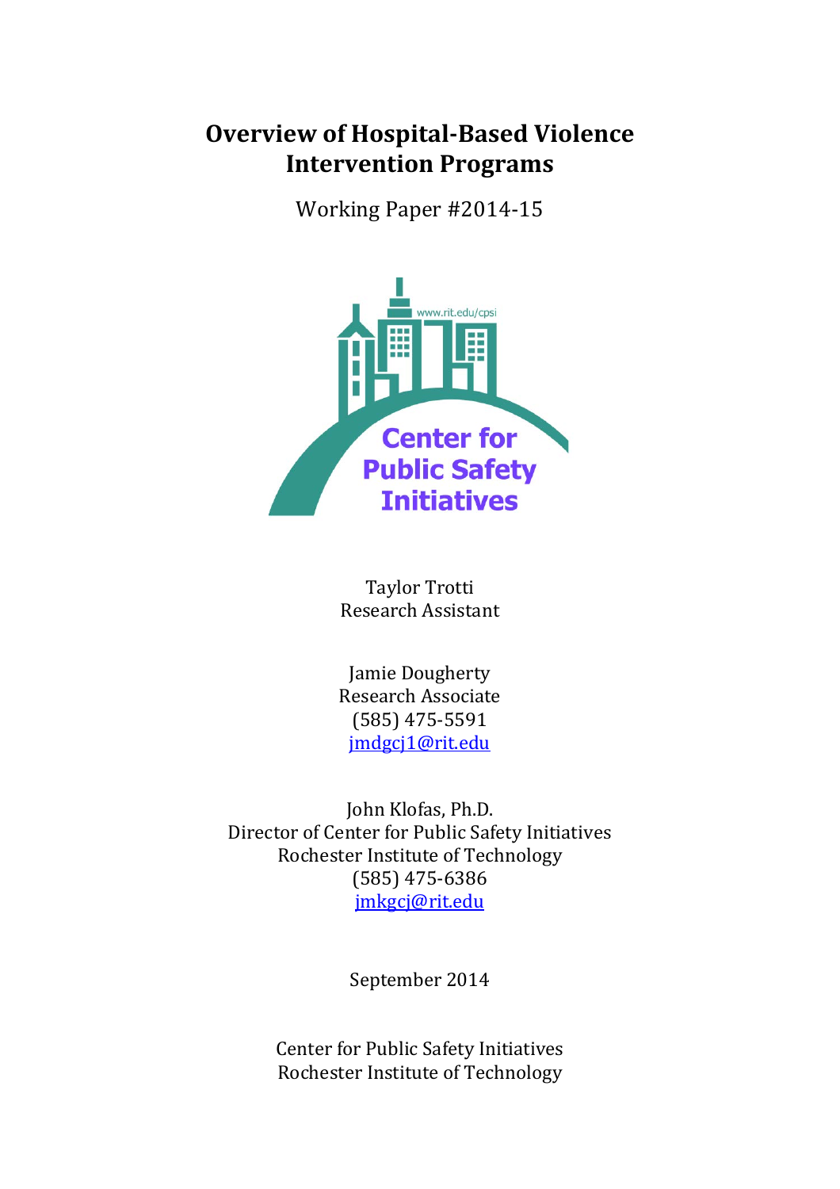# Overview of Hospital-Based Violence Intervention Programs

Working Paper #2014-15

www.rit.edu/cpsi

Center for Public Safety Initiatives

Taylor Trotti
Research Assistant

Jamie Dougherty
Research Associate
(585) 475-5591
jmdgcj1@rit.edu

John Klofas, Ph.D.
Director of Center for Public Safety Initiatives
Rochester Institute of Technology
(585) 475-6386
jmkgcj@rit.edu

September 2014

Center for Public Safety Initiatives
Rochester Institute of Technology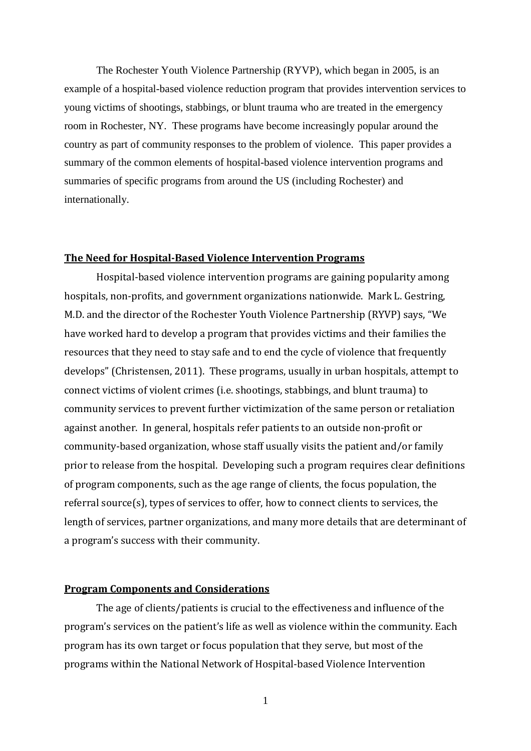The Rochester Youth Violence Partnership (RYVP), which began in 2005, is an example of a hospital-based violence reduction program that provides intervention services to young victims of shootings, stabbings, or blunt trauma who are treated in the emergency room in Rochester, NY. These programs have become increasingly popular around the country as part of community responses to the problem of violence. This paper provides a summary of the common elements of hospital-based violence intervention programs and summaries of specific programs from around the US (including Rochester) and internationally.

## The Need for Hospital-Based Violence Intervention Programs

Hospital-based violence intervention programs are gaining popularity among hospitals, non-profits, and government organizations nationwide. Mark L. Gestring, M.D. and the director of the Rochester Youth Violence Partnership (RYVP) says, "We have worked hard to develop a program that provides victims and their families the resources that they need to stay safe and to end the cycle of violence that frequently develops" (Christensen, 2011). These programs, usually in urban hospitals, attempt to connect victims of violent crimes (i.e. shootings, stabbings, and blunt trauma) to community services to prevent further victimization of the same person or retaliation against another. In general, hospitals refer patients to an outside non-profit or community-based organization, whose staff usually visits the patient and/or family prior to release from the hospital. Developing such a program requires clear definitions of program components, such as the age range of clients, the focus population, the referral source(s), types of services to offer, how to connect clients to services, the length of services, partner organizations, and many more details that are determinant of a program's success with their community.

## Program Components and Considerations

The age of clients/patients is crucial to the effectiveness and influence of the program's services on the patient's life as well as violence within the community. Each program has its own target or focus population that they serve, but most of the programs within the National Network of Hospital-based Violence Intervention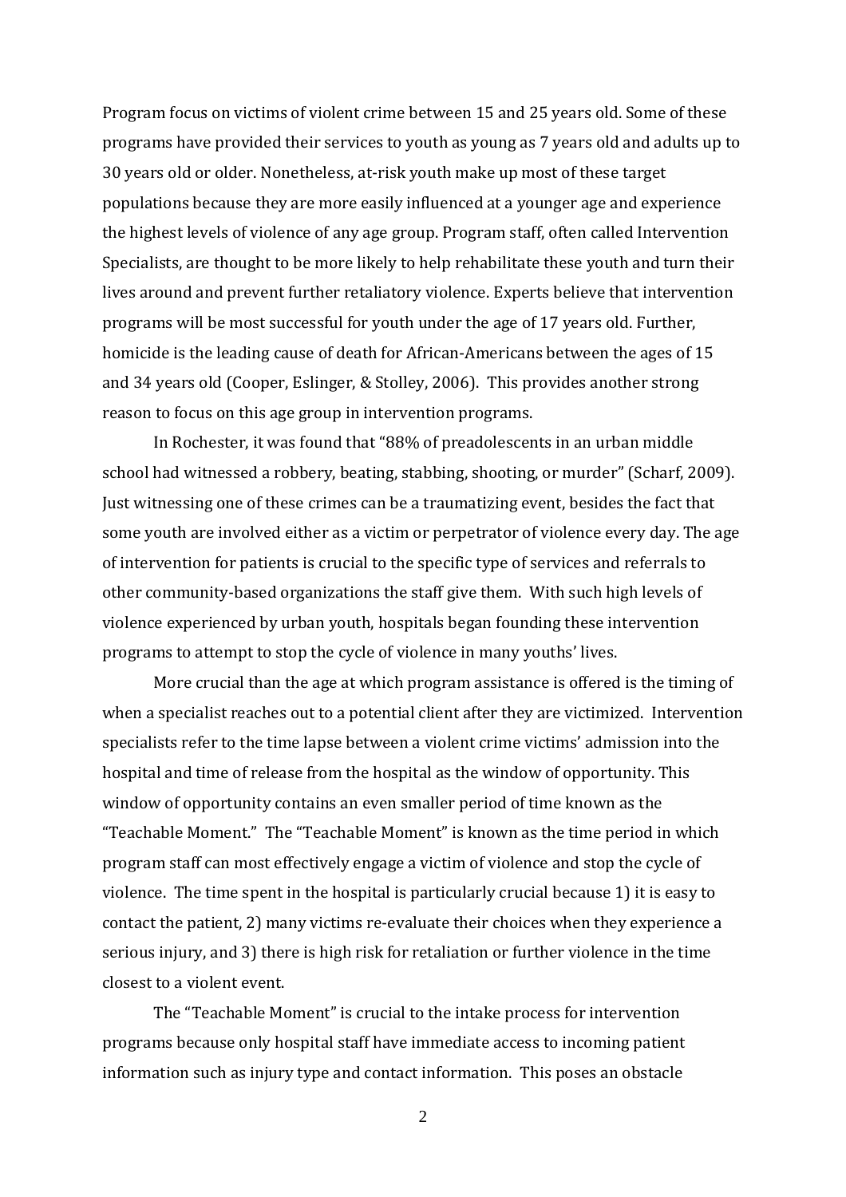Program focus on victims of violent crime between 15 and 25 years old. Some of these programs have provided their services to youth as young as 7 years old and adults up to 30 years old or older. Nonetheless, at-risk youth make up most of these target populations because they are more easily influenced at a younger age and experience the highest levels of violence of any age group. Program staff, often called Intervention Specialists, are thought to be more likely to help rehabilitate these youth and turn their lives around and prevent further retaliatory violence. Experts believe that intervention programs will be most successful for youth under the age of 17 years old. Further, homicide is the leading cause of death for African-Americans between the ages of 15 and 34 years old (Cooper, Eslinger, & Stolley, 2006). This provides another strong reason to focus on this age group in intervention programs.

In Rochester, it was found that "88% of preadolescents in an urban middle school had witnessed a robbery, beating, stabbing, shooting, or murder" (Scharf, 2009). Just witnessing one of these crimes can be a traumatizing event, besides the fact that some youth are involved either as a victim or perpetrator of violence every day. The age of intervention for patients is crucial to the specific type of services and referrals to other community-based organizations the staff give them. With such high levels of violence experienced by urban youth, hospitals began founding these intervention programs to attempt to stop the cycle of violence in many youths' lives.

More crucial than the age at which program assistance is offered is the timing of when a specialist reaches out to a potential client after they are victimized. Intervention specialists refer to the time lapse between a violent crime victims' admission into the hospital and time of release from the hospital as the window of opportunity. This window of opportunity contains an even smaller period of time known as the "Teachable Moment." The "Teachable Moment" is known as the time period in which program staff can most effectively engage a victim of violence and stop the cycle of violence. The time spent in the hospital is particularly crucial because 1) it is easy to contact the patient, 2) many victims re-evaluate their choices when they experience a serious injury, and 3) there is high risk for retaliation or further violence in the time closest to a violent event.

The "Teachable Moment" is crucial to the intake process for intervention programs because only hospital staff have immediate access to incoming patient information such as injury type and contact information. This poses an obstacle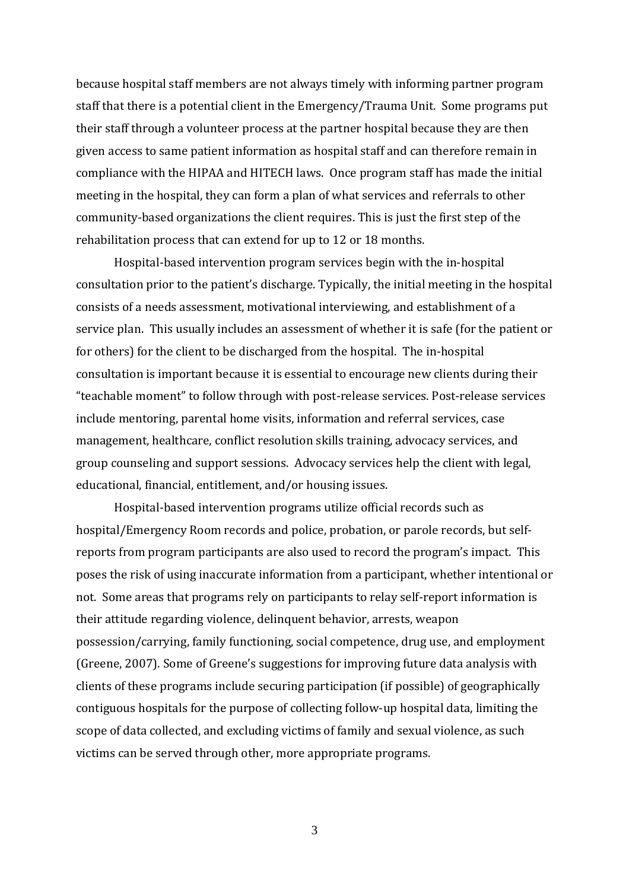because hospital staff members are not always timely with informing partner program staff that there is a potential client in the Emergency/Trauma Unit. Some programs put their staff through a volunteer process at the partner hospital because they are then given access to same patient information as hospital staff and can therefore remain in compliance with the HIPAA and HITECH laws. Once program staff has made the initial meeting in the hospital, they can form a plan of what services and referrals to other community-based organizations the client requires. This is just the first step of the rehabilitation process that can extend for up to 12 or 18 months.

Hospital-based intervention program services begin with the in-hospital consultation prior to the patient's discharge. Typically, the initial meeting in the hospital consists of a needs assessment, motivational interviewing, and establishment of a service plan. This usually includes an assessment of whether it is safe (for the patient or for others) for the client to be discharged from the hospital. The in-hospital consultation is important because it is essential to encourage new clients during their "teachable moment" to follow through with post-release services. Post-release services include mentoring, parental home visits, information and referral services, case management, healthcare, conflict resolution skills training, advocacy services, and group counseling and support sessions. Advocacy services help the client with legal, educational, financial, entitlement, and/or housing issues.

Hospital-based intervention programs utilize official records such as hospital/Emergency Room records and police, probation, or parole records, but self-reports from program participants are also used to record the program's impact. This poses the risk of using inaccurate information from a participant, whether intentional or not. Some areas that programs rely on participants to relay self-report information is their attitude regarding violence, delinquent behavior, arrests, weapon possession/carrying, family functioning, social competence, drug use, and employment (Greene, 2007). Some of Greene's suggestions for improving future data analysis with clients of these programs include securing participation (if possible) of geographically contiguous hospitals for the purpose of collecting follow-up hospital data, limiting the scope of data collected, and excluding victims of family and sexual violence, as such victims can be served through other, more appropriate programs.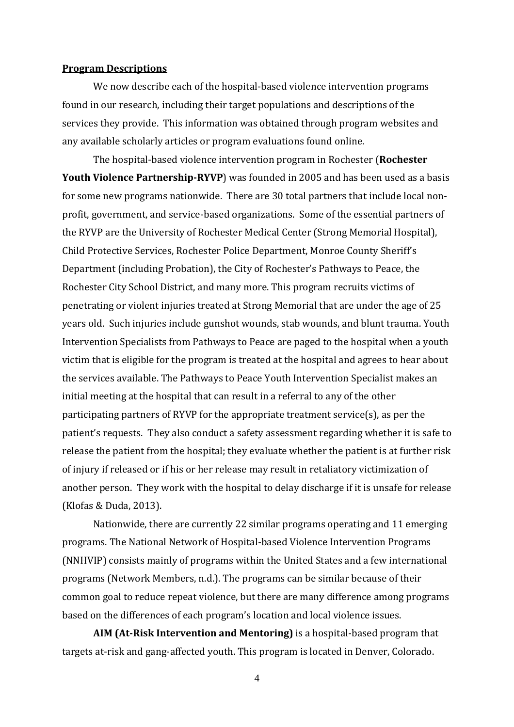**Program Descriptions**

We now describe each of the hospital-based violence intervention programs found in our research, including their target populations and descriptions of the services they provide. This information was obtained through program websites and any available scholarly articles or program evaluations found online.

The hospital-based violence intervention program in Rochester (**Rochester Youth Violence Partnership-RYVP**) was founded in 2005 and has been used as a basis for some new programs nationwide. There are 30 total partners that include local non-profit, government, and service-based organizations. Some of the essential partners of the RYVP are the University of Rochester Medical Center (Strong Memorial Hospital), Child Protective Services, Rochester Police Department, Monroe County Sheriff's Department (including Probation), the City of Rochester's Pathways to Peace, the Rochester City School District, and many more. This program recruits victims of penetrating or violent injuries treated at Strong Memorial that are under the age of 25 years old. Such injuries include gunshot wounds, stab wounds, and blunt trauma. Youth Intervention Specialists from Pathways to Peace are paged to the hospital when a youth victim that is eligible for the program is treated at the hospital and agrees to hear about the services available. The Pathways to Peace Youth Intervention Specialist makes an initial meeting at the hospital that can result in a referral to any of the other participating partners of RYVP for the appropriate treatment service(s), as per the patient's requests. They also conduct a safety assessment regarding whether it is safe to release the patient from the hospital; they evaluate whether the patient is at further risk of injury if released or if his or her release may result in retaliatory victimization of another person. They work with the hospital to delay discharge if it is unsafe for release (Klofas & Duda, 2013).

Nationwide, there are currently 22 similar programs operating and 11 emerging programs. The National Network of Hospital-based Violence Intervention Programs (NNHVIP) consists mainly of programs within the United States and a few international programs (Network Members, n.d.). The programs can be similar because of their common goal to reduce repeat violence, but there are many difference among programs based on the differences of each program's location and local violence issues.

**AIM (At-Risk Intervention and Mentoring)** is a hospital-based program that targets at-risk and gang-affected youth. This program is located in Denver, Colorado.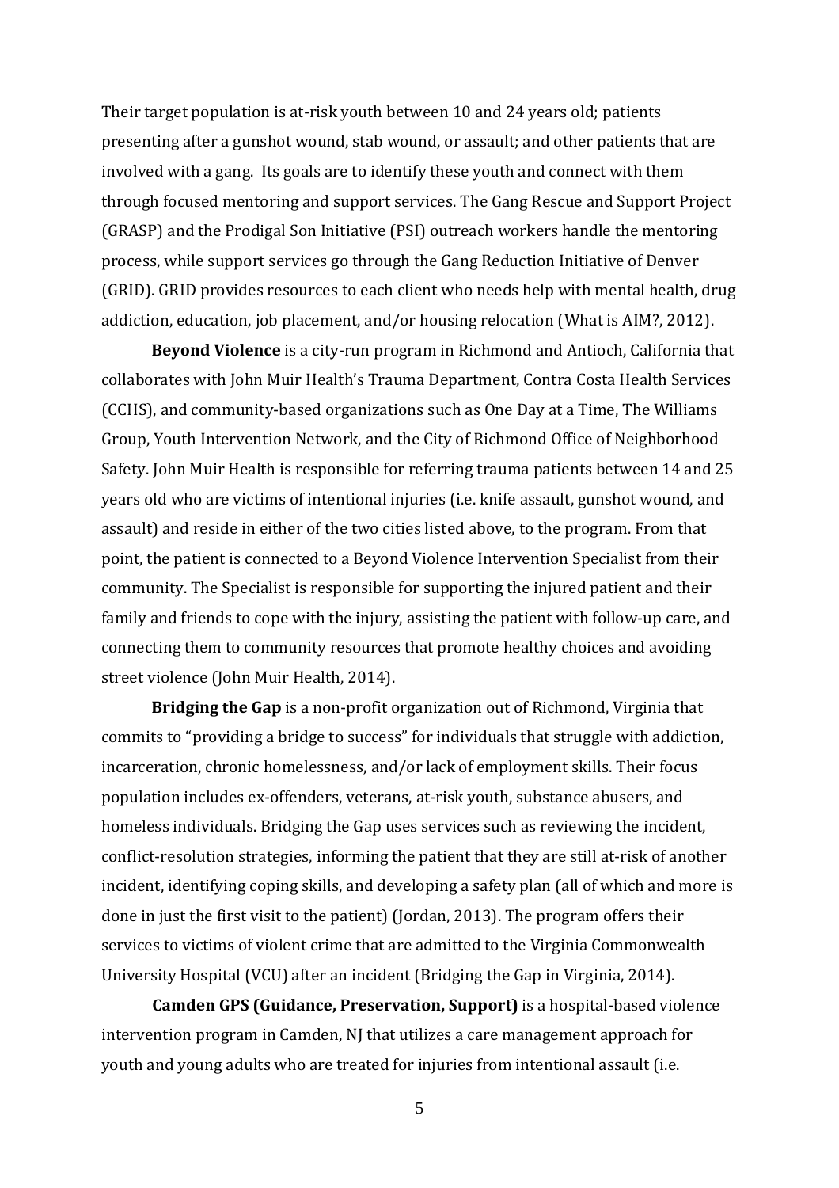Their target population is at-risk youth between 10 and 24 years old; patients presenting after a gunshot wound, stab wound, or assault; and other patients that are involved with a gang. Its goals are to identify these youth and connect with them through focused mentoring and support services. The Gang Rescue and Support Project (GRASP) and the Prodigal Son Initiative (PSI) outreach workers handle the mentoring process, while support services go through the Gang Reduction Initiative of Denver (GRID). GRID provides resources to each client who needs help with mental health, drug addiction, education, job placement, and/or housing relocation (What is AIM?, 2012).

**Beyond Violence** is a city-run program in Richmond and Antioch, California that collaborates with John Muir Health's Trauma Department, Contra Costa Health Services (CCHS), and community-based organizations such as One Day at a Time, The Williams Group, Youth Intervention Network, and the City of Richmond Office of Neighborhood Safety. John Muir Health is responsible for referring trauma patients between 14 and 25 years old who are victims of intentional injuries (i.e. knife assault, gunshot wound, and assault) and reside in either of the two cities listed above, to the program. From that point, the patient is connected to a Beyond Violence Intervention Specialist from their community. The Specialist is responsible for supporting the injured patient and their family and friends to cope with the injury, assisting the patient with follow-up care, and connecting them to community resources that promote healthy choices and avoiding street violence (John Muir Health, 2014).

**Bridging the Gap** is a non-profit organization out of Richmond, Virginia that commits to "providing a bridge to success" for individuals that struggle with addiction, incarceration, chronic homelessness, and/or lack of employment skills. Their focus population includes ex-offenders, veterans, at-risk youth, substance abusers, and homeless individuals. Bridging the Gap uses services such as reviewing the incident, conflict-resolution strategies, informing the patient that they are still at-risk of another incident, identifying coping skills, and developing a safety plan (all of which and more is done in just the first visit to the patient) (Jordan, 2013). The program offers their services to victims of violent crime that are admitted to the Virginia Commonwealth University Hospital (VCU) after an incident (Bridging the Gap in Virginia, 2014).

**Camden GPS (Guidance, Preservation, Support)** is a hospital-based violence intervention program in Camden, NJ that utilizes a care management approach for youth and young adults who are treated for injuries from intentional assault (i.e.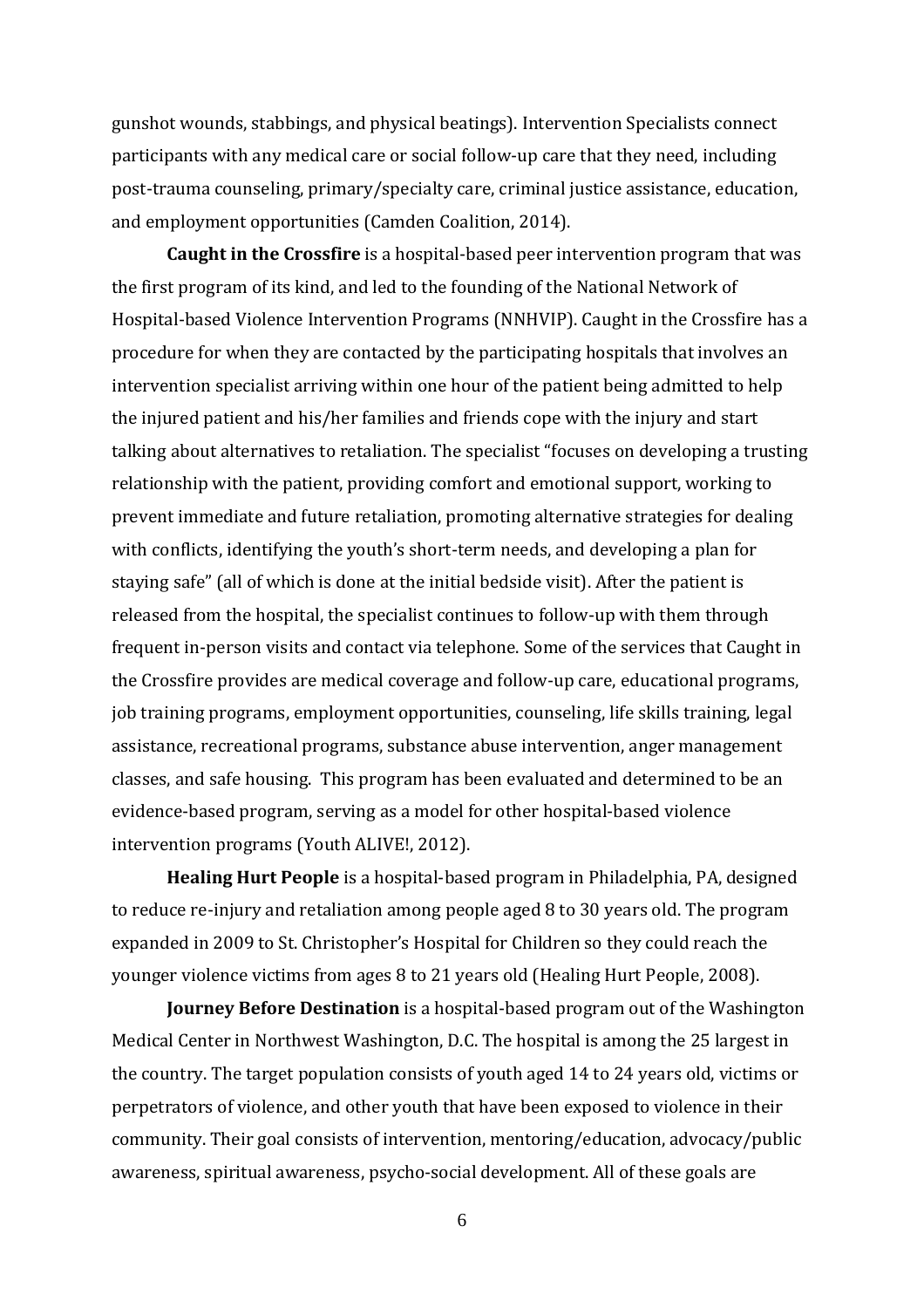gunshot wounds, stabbings, and physical beatings). Intervention Specialists connect participants with any medical care or social follow-up care that they need, including post-trauma counseling, primary/specialty care, criminal justice assistance, education, and employment opportunities (Camden Coalition, 2014).

**Caught in the Crossfire** is a hospital-based peer intervention program that was the first program of its kind, and led to the founding of the National Network of Hospital-based Violence Intervention Programs (NNHVIP). Caught in the Crossfire has a procedure for when they are contacted by the participating hospitals that involves an intervention specialist arriving within one hour of the patient being admitted to help the injured patient and his/her families and friends cope with the injury and start talking about alternatives to retaliation. The specialist "focuses on developing a trusting relationship with the patient, providing comfort and emotional support, working to prevent immediate and future retaliation, promoting alternative strategies for dealing with conflicts, identifying the youth's short-term needs, and developing a plan for staying safe" (all of which is done at the initial bedside visit). After the patient is released from the hospital, the specialist continues to follow-up with them through frequent in-person visits and contact via telephone. Some of the services that Caught in the Crossfire provides are medical coverage and follow-up care, educational programs, job training programs, employment opportunities, counseling, life skills training, legal assistance, recreational programs, substance abuse intervention, anger management classes, and safe housing. This program has been evaluated and determined to be an evidence-based program, serving as a model for other hospital-based violence intervention programs (Youth ALIVE!, 2012).

**Healing Hurt People** is a hospital-based program in Philadelphia, PA, designed to reduce re-injury and retaliation among people aged 8 to 30 years old. The program expanded in 2009 to St. Christopher's Hospital for Children so they could reach the younger violence victims from ages 8 to 21 years old (Healing Hurt People, 2008).

**Journey Before Destination** is a hospital-based program out of the Washington Medical Center in Northwest Washington, D.C. The hospital is among the 25 largest in the country. The target population consists of youth aged 14 to 24 years old, victims or perpetrators of violence, and other youth that have been exposed to violence in their community. Their goal consists of intervention, mentoring/education, advocacy/public awareness, spiritual awareness, psycho-social development. All of these goals are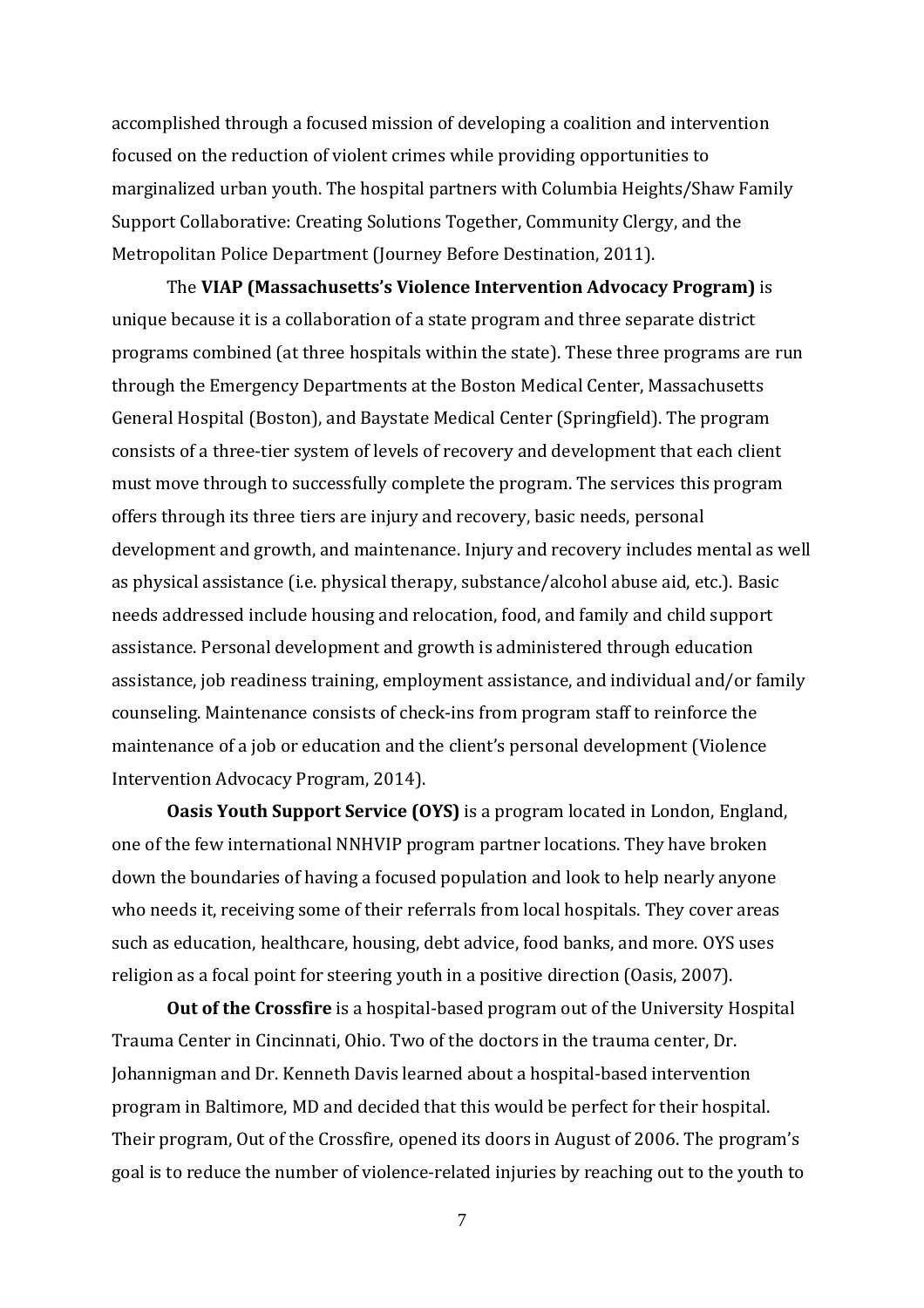accomplished through a focused mission of developing a coalition and intervention focused on the reduction of violent crimes while providing opportunities to marginalized urban youth. The hospital partners with Columbia Heights/Shaw Family Support Collaborative: Creating Solutions Together, Community Clergy, and the Metropolitan Police Department (Journey Before Destination, 2011).

The **VIAP (Massachusetts's Violence Intervention Advocacy Program)** is unique because it is a collaboration of a state program and three separate district programs combined (at three hospitals within the state). These three programs are run through the Emergency Departments at the Boston Medical Center, Massachusetts General Hospital (Boston), and Baystate Medical Center (Springfield). The program consists of a three-tier system of levels of recovery and development that each client must move through to successfully complete the program. The services this program offers through its three tiers are injury and recovery, basic needs, personal development and growth, and maintenance. Injury and recovery includes mental as well as physical assistance (i.e. physical therapy, substance/alcohol abuse aid, etc.). Basic needs addressed include housing and relocation, food, and family and child support assistance. Personal development and growth is administered through education assistance, job readiness training, employment assistance, and individual and/or family counseling. Maintenance consists of check-ins from program staff to reinforce the maintenance of a job or education and the client's personal development (Violence Intervention Advocacy Program, 2014).

**Oasis Youth Support Service (OYS)** is a program located in London, England, one of the few international NNHVIP program partner locations. They have broken down the boundaries of having a focused population and look to help nearly anyone who needs it, receiving some of their referrals from local hospitals. They cover areas such as education, healthcare, housing, debt advice, food banks, and more. OYS uses religion as a focal point for steering youth in a positive direction (Oasis, 2007).

**Out of the Crossfire** is a hospital-based program out of the University Hospital Trauma Center in Cincinnati, Ohio. Two of the doctors in the trauma center, Dr. Johannigman and Dr. Kenneth Davis learned about a hospital-based intervention program in Baltimore, MD and decided that this would be perfect for their hospital. Their program, Out of the Crossfire, opened its doors in August of 2006. The program's goal is to reduce the number of violence-related injuries by reaching out to the youth to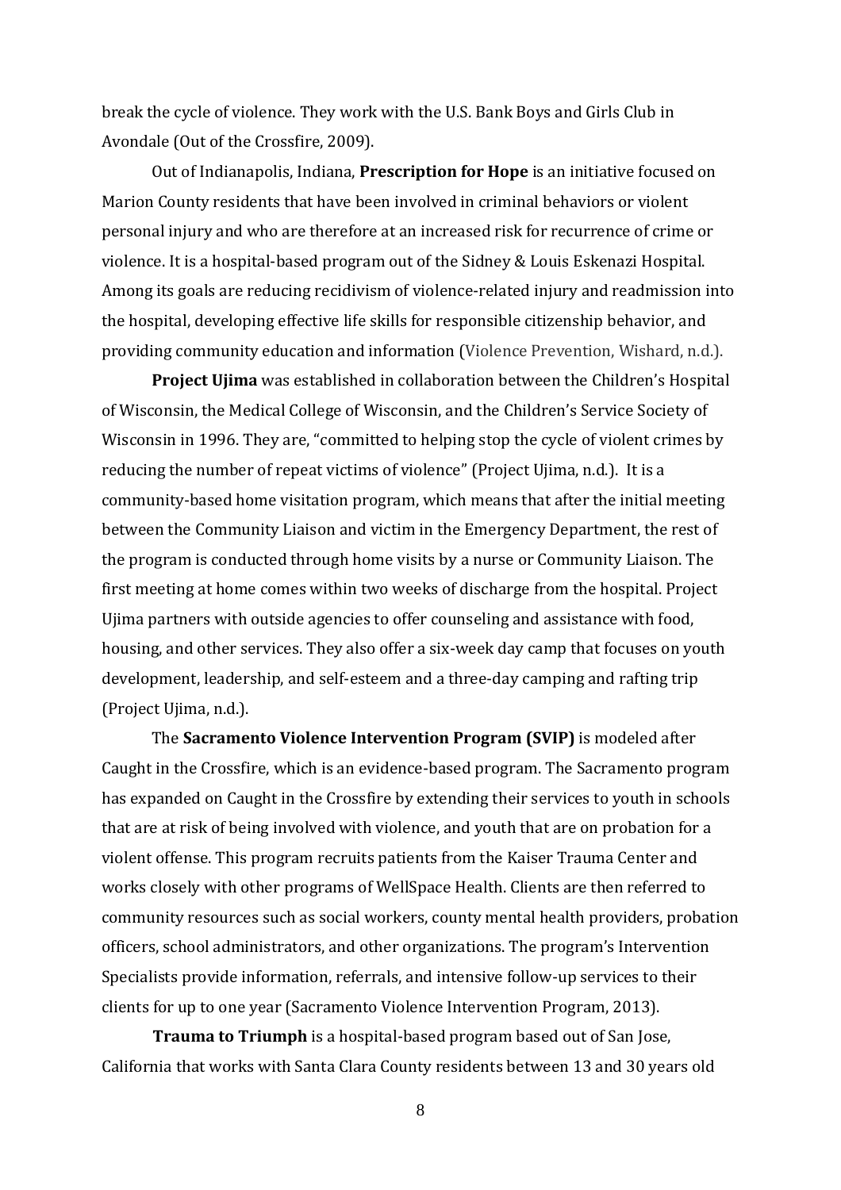break the cycle of violence. They work with the U.S. Bank Boys and Girls Club in Avondale (Out of the Crossfire, 2009).

Out of Indianapolis, Indiana, **Prescription for Hope** is an initiative focused on Marion County residents that have been involved in criminal behaviors or violent personal injury and who are therefore at an increased risk for recurrence of crime or violence. It is a hospital-based program out of the Sidney & Louis Eskenazi Hospital. Among its goals are reducing recidivism of violence-related injury and readmission into the hospital, developing effective life skills for responsible citizenship behavior, and providing community education and information (Violence Prevention, Wishard, n.d.).

**Project Ujima** was established in collaboration between the Children's Hospital of Wisconsin, the Medical College of Wisconsin, and the Children's Service Society of Wisconsin in 1996. They are, "committed to helping stop the cycle of violent crimes by reducing the number of repeat victims of violence" (Project Ujima, n.d.). It is a community-based home visitation program, which means that after the initial meeting between the Community Liaison and victim in the Emergency Department, the rest of the program is conducted through home visits by a nurse or Community Liaison. The first meeting at home comes within two weeks of discharge from the hospital. Project Ujima partners with outside agencies to offer counseling and assistance with food, housing, and other services. They also offer a six-week day camp that focuses on youth development, leadership, and self-esteem and a three-day camping and rafting trip (Project Ujima, n.d.).

The **Sacramento Violence Intervention Program (SVIP)** is modeled after Caught in the Crossfire, which is an evidence-based program. The Sacramento program has expanded on Caught in the Crossfire by extending their services to youth in schools that are at risk of being involved with violence, and youth that are on probation for a violent offense. This program recruits patients from the Kaiser Trauma Center and works closely with other programs of WellSpace Health. Clients are then referred to community resources such as social workers, county mental health providers, probation officers, school administrators, and other organizations. The program's Intervention Specialists provide information, referrals, and intensive follow-up services to their clients for up to one year (Sacramento Violence Intervention Program, 2013).

**Trauma to Triumph** is a hospital-based program based out of San Jose, California that works with Santa Clara County residents between 13 and 30 years old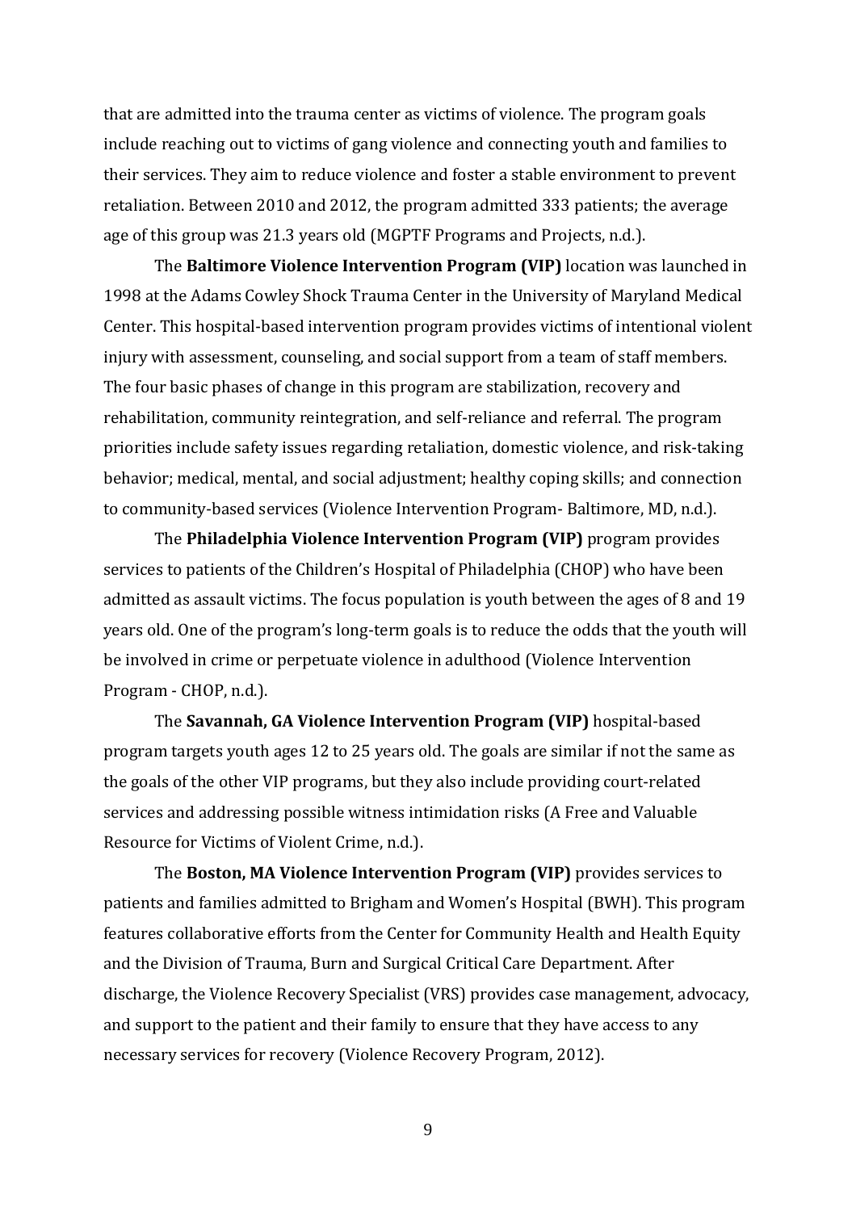that are admitted into the trauma center as victims of violence. The program goals include reaching out to victims of gang violence and connecting youth and families to their services. They aim to reduce violence and foster a stable environment to prevent retaliation. Between 2010 and 2012, the program admitted 333 patients; the average age of this group was 21.3 years old (MGPTF Programs and Projects, n.d.).

The **Baltimore Violence Intervention Program (VIP)** location was launched in 1998 at the Adams Cowley Shock Trauma Center in the University of Maryland Medical Center. This hospital-based intervention program provides victims of intentional violent injury with assessment, counseling, and social support from a team of staff members. The four basic phases of change in this program are stabilization, recovery and rehabilitation, community reintegration, and self-reliance and referral. The program priorities include safety issues regarding retaliation, domestic violence, and risk-taking behavior; medical, mental, and social adjustment; healthy coping skills; and connection to community-based services (Violence Intervention Program- Baltimore, MD, n.d.).

The **Philadelphia Violence Intervention Program (VIP)** program provides services to patients of the Children's Hospital of Philadelphia (CHOP) who have been admitted as assault victims. The focus population is youth between the ages of 8 and 19 years old. One of the program's long-term goals is to reduce the odds that the youth will be involved in crime or perpetuate violence in adulthood (Violence Intervention Program - CHOP, n.d.).

The **Savannah, GA Violence Intervention Program (VIP)** hospital-based program targets youth ages 12 to 25 years old. The goals are similar if not the same as the goals of the other VIP programs, but they also include providing court-related services and addressing possible witness intimidation risks (A Free and Valuable Resource for Victims of Violent Crime, n.d.).

The **Boston, MA Violence Intervention Program (VIP)** provides services to patients and families admitted to Brigham and Women's Hospital (BWH). This program features collaborative efforts from the Center for Community Health and Health Equity and the Division of Trauma, Burn and Surgical Critical Care Department. After discharge, the Violence Recovery Specialist (VRS) provides case management, advocacy, and support to the patient and their family to ensure that they have access to any necessary services for recovery (Violence Recovery Program, 2012).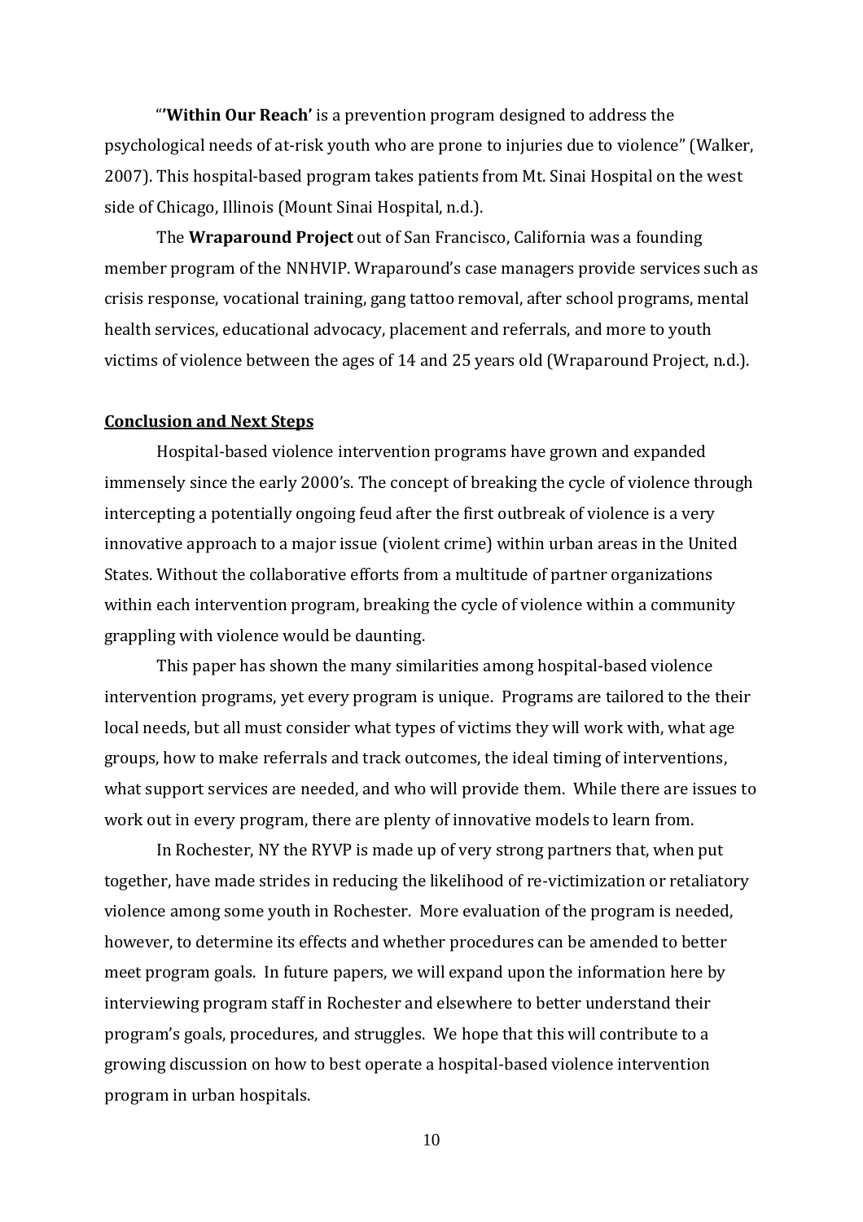"'**Within Our Reach'** is a prevention program designed to address the psychological needs of at-risk youth who are prone to injuries due to violence" (Walker, 2007). This hospital-based program takes patients from Mt. Sinai Hospital on the west side of Chicago, Illinois (Mount Sinai Hospital, n.d.).

The **Wraparound Project** out of San Francisco, California was a founding member program of the NNHVIP. Wraparound's case managers provide services such as crisis response, vocational training, gang tattoo removal, after school programs, mental health services, educational advocacy, placement and referrals, and more to youth victims of violence between the ages of 14 and 25 years old (Wraparound Project, n.d.).

## Conclusion and Next Steps

Hospital-based violence intervention programs have grown and expanded immensely since the early 2000's. The concept of breaking the cycle of violence through intercepting a potentially ongoing feud after the first outbreak of violence is a very innovative approach to a major issue (violent crime) within urban areas in the United States. Without the collaborative efforts from a multitude of partner organizations within each intervention program, breaking the cycle of violence within a community grappling with violence would be daunting.

This paper has shown the many similarities among hospital-based violence intervention programs, yet every program is unique. Programs are tailored to the their local needs, but all must consider what types of victims they will work with, what age groups, how to make referrals and track outcomes, the ideal timing of interventions, what support services are needed, and who will provide them. While there are issues to work out in every program, there are plenty of innovative models to learn from.

In Rochester, NY the RYVP is made up of very strong partners that, when put together, have made strides in reducing the likelihood of re-victimization or retaliatory violence among some youth in Rochester. More evaluation of the program is needed, however, to determine its effects and whether procedures can be amended to better meet program goals. In future papers, we will expand upon the information here by interviewing program staff in Rochester and elsewhere to better understand their program's goals, procedures, and struggles. We hope that this will contribute to a growing discussion on how to best operate a hospital-based violence intervention program in urban hospitals.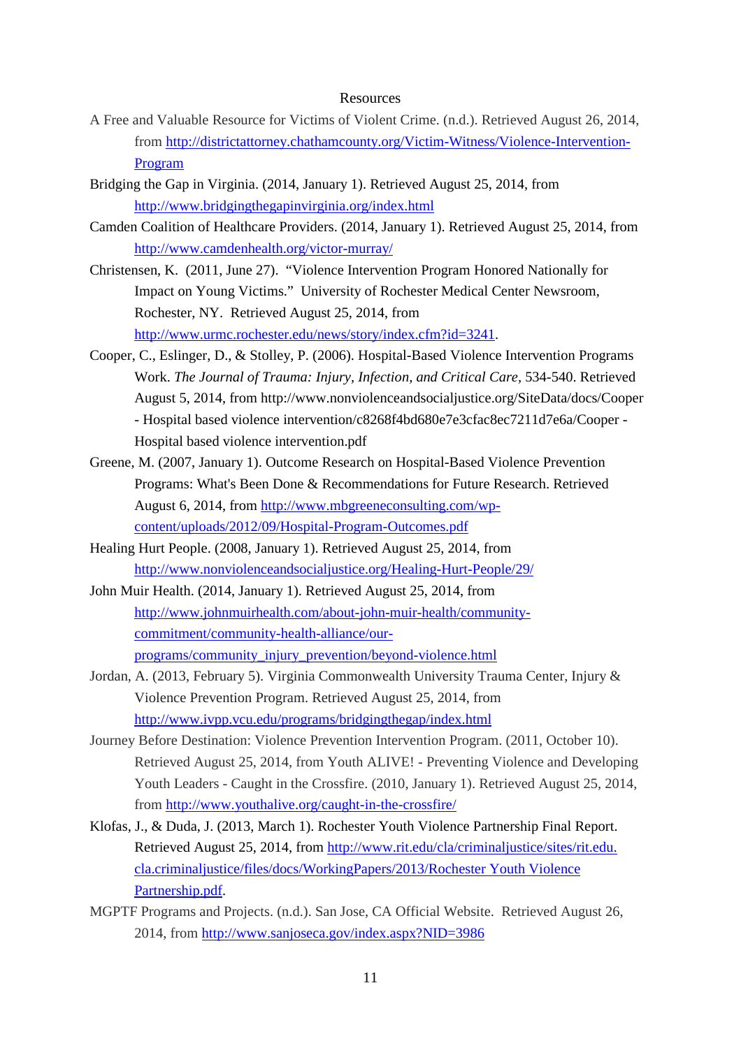## Resources

A Free and Valuable Resource for Victims of Violent Crime. (n.d.). Retrieved August 26, 2014, from http://districtattorney.chathamcounty.org/Victim-Witness/Violence-Intervention-Program

Bridging the Gap in Virginia. (2014, January 1). Retrieved August 25, 2014, from http://www.bridgingthegapinvirginia.org/index.html

Camden Coalition of Healthcare Providers. (2014, January 1). Retrieved August 25, 2014, from http://www.camdenhealth.org/victor-murray/

Christensen, K. (2011, June 27). "Violence Intervention Program Honored Nationally for Impact on Young Victims." University of Rochester Medical Center Newsroom, Rochester, NY. Retrieved August 25, 2014, from http://www.urmc.rochester.edu/news/story/index.cfm?id=3241.

Cooper, C., Eslinger, D., & Stolley, P. (2006). Hospital-Based Violence Intervention Programs Work. *The Journal of Trauma: Injury, Infection, and Critical Care*, 534-540. Retrieved August 5, 2014, from http://www.nonviolenceandsocialjustice.org/SiteData/docs/Cooper - Hospital based violence intervention/c8268f4bd680e7e3cfac8ec7211d7e6a/Cooper - Hospital based violence intervention.pdf

Greene, M. (2007, January 1). Outcome Research on Hospital-Based Violence Prevention Programs: What's Been Done & Recommendations for Future Research. Retrieved August 6, 2014, from http://www.mbgreeneconsulting.com/wp-content/uploads/2012/09/Hospital-Program-Outcomes.pdf

Healing Hurt People. (2008, January 1). Retrieved August 25, 2014, from http://www.nonviolenceandsocialjustice.org/Healing-Hurt-People/29/

John Muir Health. (2014, January 1). Retrieved August 25, 2014, from http://www.johnmuirhealth.com/about-john-muir-health/community-commitment/community-health-alliance/our-programs/community_injury_prevention/beyond-violence.html

Jordan, A. (2013, February 5). Virginia Commonwealth University Trauma Center, Injury & Violence Prevention Program. Retrieved August 25, 2014, from http://www.ivpp.vcu.edu/programs/bridgingthegap/index.html

Journey Before Destination: Violence Prevention Intervention Program. (2011, October 10). Retrieved August 25, 2014, from Youth ALIVE! - Preventing Violence and Developing Youth Leaders - Caught in the Crossfire. (2010, January 1). Retrieved August 25, 2014, from http://www.youthalive.org/caught-in-the-crossfire/

Klofas, J., & Duda, J. (2013, March 1). Rochester Youth Violence Partnership Final Report. Retrieved August 25, 2014, from http://www.rit.edu/cla/criminaljustice/sites/rit.edu.cla.criminaljustice/files/docs/WorkingPapers/2013/Rochester Youth Violence Partnership.pdf.

MGPTF Programs and Projects. (n.d.). San Jose, CA Official Website. Retrieved August 26, 2014, from http://www.sanjoseca.gov/index.aspx?NID=3986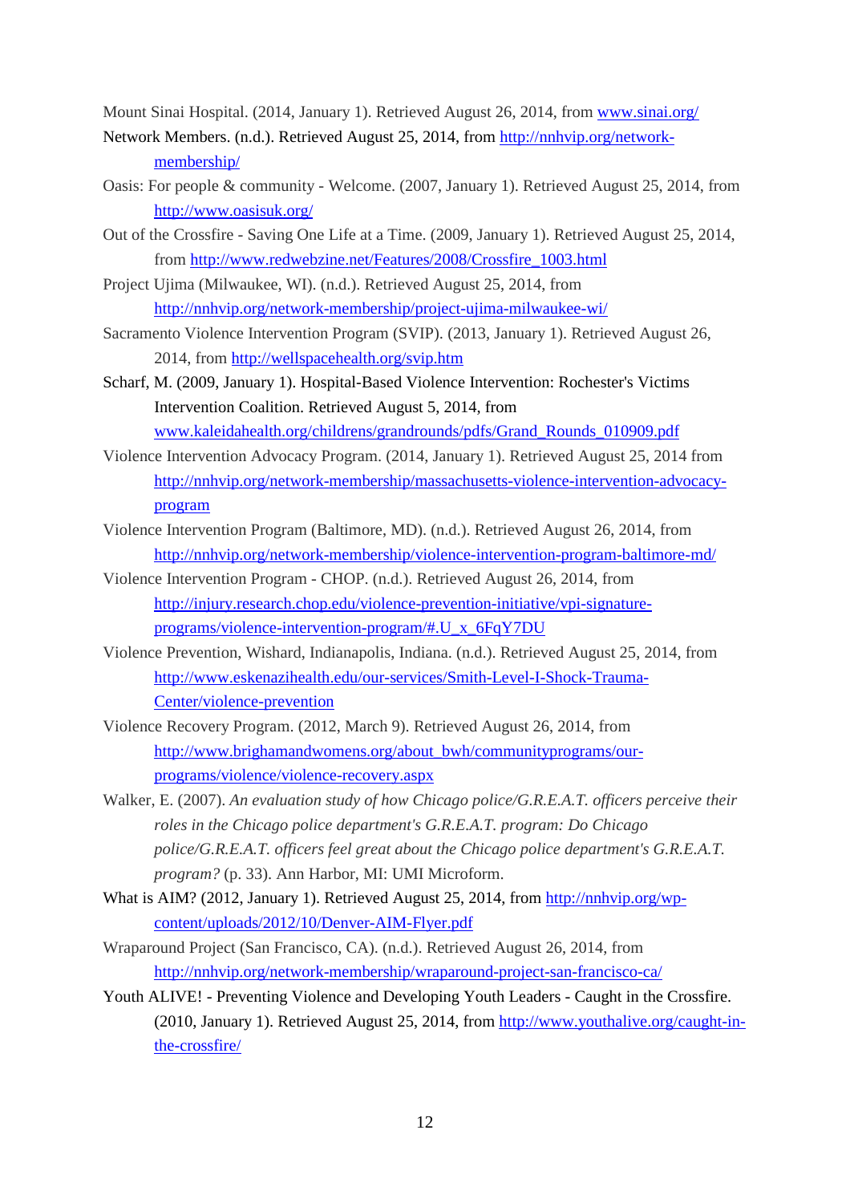Mount Sinai Hospital. (2014, January 1). Retrieved August 26, 2014, from www.sinai.org/

Network Members. (n.d.). Retrieved August 25, 2014, from http://nnhvip.org/network-membership/

Oasis: For people & community - Welcome. (2007, January 1). Retrieved August 25, 2014, from http://www.oasisuk.org/

Out of the Crossfire - Saving One Life at a Time. (2009, January 1). Retrieved August 25, 2014, from http://www.redwebzine.net/Features/2008/Crossfire_1003.html

Project Ujima (Milwaukee, WI). (n.d.). Retrieved August 25, 2014, from http://nnhvip.org/network-membership/project-ujima-milwaukee-wi/

Sacramento Violence Intervention Program (SVIP). (2013, January 1). Retrieved August 26, 2014, from http://wellspacehealth.org/svip.htm

Scharf, M. (2009, January 1). Hospital-Based Violence Intervention: Rochester's Victims Intervention Coalition. Retrieved August 5, 2014, from www.kaleidahealth.org/childrens/grandrounds/pdfs/Grand_Rounds_010909.pdf

Violence Intervention Advocacy Program. (2014, January 1). Retrieved August 25, 2014 from http://nnhvip.org/network-membership/massachusetts-violence-intervention-advocacy-program

Violence Intervention Program (Baltimore, MD). (n.d.). Retrieved August 26, 2014, from http://nnhvip.org/network-membership/violence-intervention-program-baltimore-md/

Violence Intervention Program - CHOP. (n.d.). Retrieved August 26, 2014, from http://injury.research.chop.edu/violence-prevention-initiative/vpi-signature-programs/violence-intervention-program/#.U_x_6FqY7DU

Violence Prevention, Wishard, Indianapolis, Indiana. (n.d.). Retrieved August 25, 2014, from http://www.eskenazihealth.edu/our-services/Smith-Level-I-Shock-Trauma-Center/violence-prevention

Violence Recovery Program. (2012, March 9). Retrieved August 26, 2014, from http://www.brighamandwomens.org/about_bwh/communityprograms/our-programs/violence/violence-recovery.aspx

Walker, E. (2007). *An evaluation study of how Chicago police/G.R.E.A.T. officers perceive their roles in the Chicago police department's G.R.E.A.T. program: Do Chicago police/G.R.E.A.T. officers feel great about the Chicago police department's G.R.E.A.T. program?* (p. 33). Ann Harbor, MI: UMI Microform.

What is AIM? (2012, January 1). Retrieved August 25, 2014, from http://nnhvip.org/wp-content/uploads/2012/10/Denver-AIM-Flyer.pdf

Wraparound Project (San Francisco, CA). (n.d.). Retrieved August 26, 2014, from http://nnhvip.org/network-membership/wraparound-project-san-francisco-ca/

Youth ALIVE! - Preventing Violence and Developing Youth Leaders - Caught in the Crossfire. (2010, January 1). Retrieved August 25, 2014, from http://www.youthalive.org/caught-in-the-crossfire/